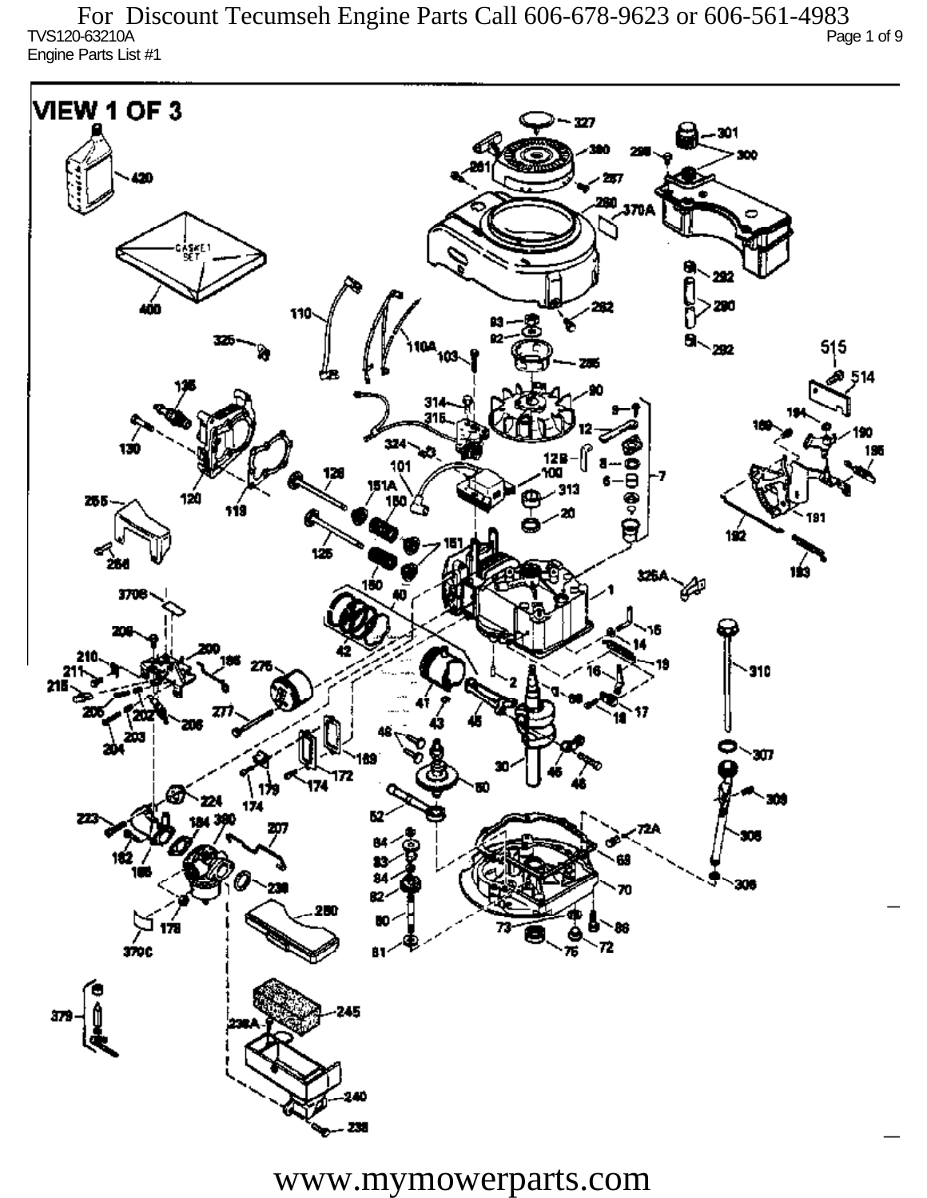For Discount Tecumseh Engine Parts Call 606-678-9623 or 606-561-4983

TVS120-63210A

Engine Parts List #1

VIEW 1 OF 3

www.mymowerparts.com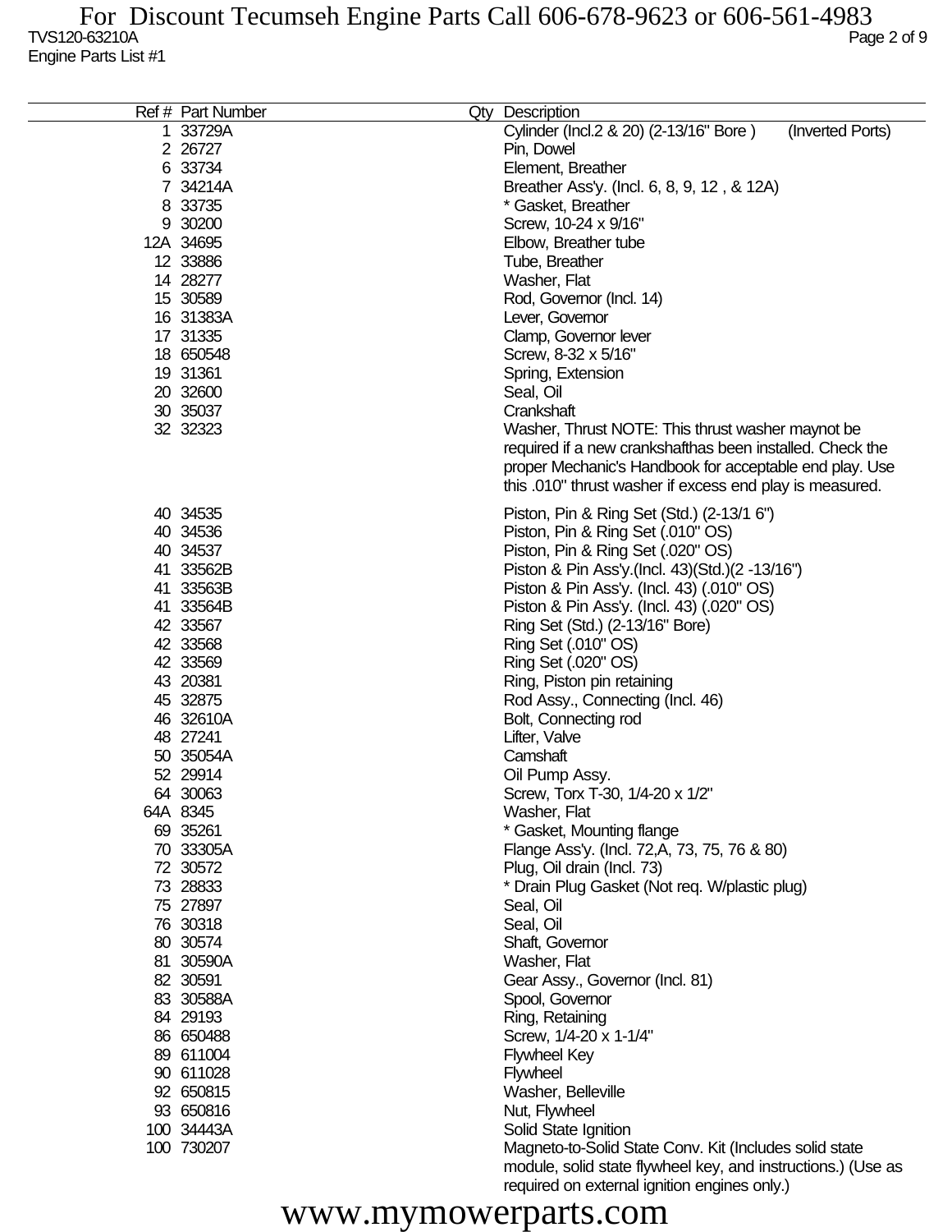For Discount Tecumseh Engine Parts Call 606-678-9623 or 606-561-4983

TVS120-63210A

Engine Parts List #1

| Ref # | Part Number | Qty | Description |
|---|---|---|---|
| 1 | 33729A | | Cylinder (Incl.2 & 20) (2-13/16" Bore ) (Inverted Ports) |
| 2 | 26727 | | Pin, Dowel |
| 6 | 33734 | | Element, Breather |
| 7 | 34214A | | Breather Ass'y. (Incl. 6, 8, 9, 12 , & 12A) |
| 8 | 33735 | | * Gasket, Breather |
| 9 | 30200 | | Screw, 10-24 x 9/16" |
| 12A | 34695 | | Elbow, Breather tube |
| 12 | 33886 | | Tube, Breather |
| 14 | 28277 | | Washer, Flat |
| 15 | 30589 | | Rod, Governor (Incl. 14) |
| 16 | 31383A | | Lever, Governor |
| 17 | 31335 | | Clamp, Governor lever |
| 18 | 650548 | | Screw, 8-32 x 5/16" |
| 19 | 31361 | | Spring, Extension |
| 20 | 32600 | | Seal, Oil |
| 30 | 35037 | | Crankshaft |
| 32 | 32323 | | Washer, Thrust NOTE: This thrust washer maynot be required if a new crankshafthas been installed. Check the proper Mechanic's Handbook for acceptable end play. Use this .010" thrust washer if excess end play is measured. |
| 40 | 34535 | | Piston, Pin & Ring Set (Std.) (2-13/1 6") |
| 40 | 34536 | | Piston, Pin & Ring Set (.010" OS) |
| 40 | 34537 | | Piston, Pin & Ring Set (.020" OS) |
| 41 | 33562B | | Piston & Pin Ass'y.(Incl. 43)(Std.)(2 -13/16") |
| 41 | 33563B | | Piston & Pin Ass'y. (Incl. 43) (.010" OS) |
| 41 | 33564B | | Piston & Pin Ass'y. (Incl. 43) (.020" OS) |
| 42 | 33567 | | Ring Set (Std.) (2-13/16" Bore) |
| 42 | 33568 | | Ring Set (.010" OS) |
| 42 | 33569 | | Ring Set (.020" OS) |
| 43 | 20381 | | Ring, Piston pin retaining |
| 45 | 32875 | | Rod Assy., Connecting (Incl. 46) |
| 46 | 32610A | | Bolt, Connecting rod |
| 48 | 27241 | | Lifter, Valve |
| 50 | 35054A | | Camshaft |
| 52 | 29914 | | Oil Pump Assy. |
| 64 | 30063 | | Screw, Torx T-30, 1/4-20 x 1/2" |
| 64A | 8345 | | Washer, Flat |
| 69 | 35261 | | * Gasket, Mounting flange |
| 70 | 33305A | | Flange Ass'y. (Incl. 72,A, 73, 75, 76 & 80) |
| 72 | 30572 | | Plug, Oil drain (Incl. 73) |
| 73 | 28833 | | * Drain Plug Gasket (Not req. W/plastic plug) |
| 75 | 27897 | | Seal, Oil |
| 76 | 30318 | | Seal, Oil |
| 80 | 30574 | | Shaft, Governor |
| 81 | 30590A | | Washer, Flat |
| 82 | 30591 | | Gear Assy., Governor (Incl. 81) |
| 83 | 30588A | | Spool, Governor |
| 84 | 29193 | | Ring, Retaining |
| 86 | 650488 | | Screw, 1/4-20 x 1-1/4" |
| 89 | 611004 | | Flywheel Key |
| 90 | 611028 | | Flywheel |
| 92 | 650815 | | Washer, Belleville |
| 93 | 650816 | | Nut, Flywheel |
| 100 | 34443A | | Solid State Ignition |
| 100 | 730207 | | Magneto-to-Solid State Conv. Kit (Includes solid state module, solid state flywheel key, and instructions.) (Use as required on external ignition engines only.) |

www.mymowerparts.com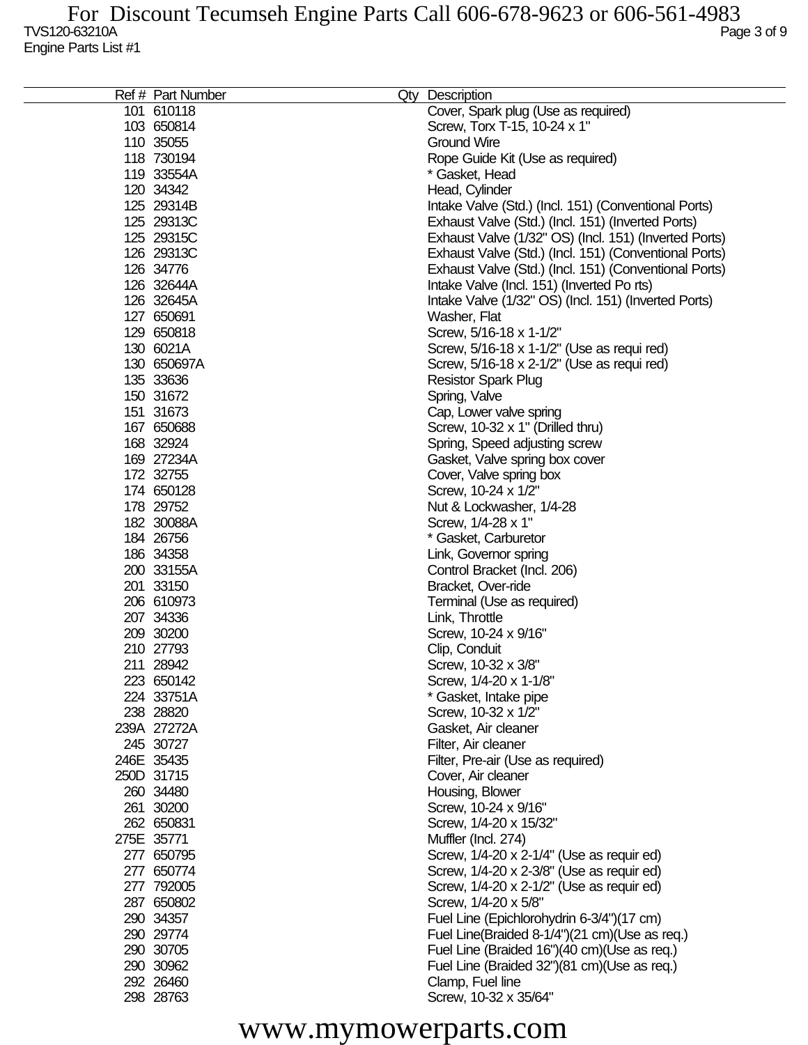Engine Parts List #1

| Ref # | Part Number | Qty | Description |
|---|---|---|---|
| 101 | 610118 | | Cover, Spark plug (Use as required) |
| 103 | 650814 | | Screw, Torx T-15, 10-24 x 1" |
| 110 | 35055 | | Ground Wire |
| 118 | 730194 | | Rope Guide Kit (Use as required) |
| 119 | 33554A | | * Gasket, Head |
| 120 | 34342 | | Head, Cylinder |
| 125 | 29314B | | Intake Valve (Std.) (Incl. 151) (Conventional Ports) |
| 125 | 29313C | | Exhaust Valve (Std.) (Incl. 151) (Inverted Ports) |
| 125 | 29315C | | Exhaust Valve (1/32" OS) (Incl. 151) (Inverted Ports) |
| 126 | 29313C | | Exhaust Valve (Std.) (Incl. 151) (Conventional Ports) |
| 126 | 34776 | | Exhaust Valve (Std.) (Incl. 151) (Conventional Ports) |
| 126 | 32644A | | Intake Valve (Incl. 151) (Inverted Po rts) |
| 126 | 32645A | | Intake Valve (1/32" OS) (Incl. 151) (Inverted Ports) |
| 127 | 650691 | | Washer, Flat |
| 129 | 650818 | | Screw, 5/16-18 x 1-1/2" |
| 130 | 6021A | | Screw, 5/16-18 x 1-1/2" (Use as requi red) |
| 130 | 650697A | | Screw, 5/16-18 x 2-1/2" (Use as requi red) |
| 135 | 33636 | | Resistor Spark Plug |
| 150 | 31672 | | Spring, Valve |
| 151 | 31673 | | Cap, Lower valve spring |
| 167 | 650688 | | Screw, 10-32 x 1" (Drilled thru) |
| 168 | 32924 | | Spring, Speed adjusting screw |
| 169 | 27234A | | Gasket, Valve spring box cover |
| 172 | 32755 | | Cover, Valve spring box |
| 174 | 650128 | | Screw, 10-24 x 1/2" |
| 178 | 29752 | | Nut & Lockwasher, 1/4-28 |
| 182 | 30088A | | Screw, 1/4-28 x 1" |
| 184 | 26756 | | * Gasket, Carburetor |
| 186 | 34358 | | Link, Governor spring |
| 200 | 33155A | | Control Bracket (Incl. 206) |
| 201 | 33150 | | Bracket, Over-ride |
| 206 | 610973 | | Terminal (Use as required) |
| 207 | 34336 | | Link, Throttle |
| 209 | 30200 | | Screw, 10-24 x 9/16" |
| 210 | 27793 | | Clip, Conduit |
| 211 | 28942 | | Screw, 10-32 x 3/8" |
| 223 | 650142 | | Screw, 1/4-20 x 1-1/8" |
| 224 | 33751A | | * Gasket, Intake pipe |
| 238 | 28820 | | Screw, 10-32 x 1/2" |
| 239A | 27272A | | Gasket, Air cleaner |
| 245 | 30727 | | Filter, Air cleaner |
| 246E | 35435 | | Filter, Pre-air (Use as required) |
| 250D | 31715 | | Cover, Air cleaner |
| 260 | 34480 | | Housing, Blower |
| 261 | 30200 | | Screw, 10-24 x 9/16" |
| 262 | 650831 | | Screw, 1/4-20 x 15/32" |
| 275E | 35771 | | Muffler (Incl. 274) |
| 277 | 650795 | | Screw, 1/4-20 x 2-1/4" (Use as requir ed) |
| 277 | 650774 | | Screw, 1/4-20 x 2-3/8" (Use as requir ed) |
| 277 | 792005 | | Screw, 1/4-20 x 2-1/2" (Use as requir ed) |
| 287 | 650802 | | Screw, 1/4-20 x 5/8" |
| 290 | 34357 | | Fuel Line (Epichlorohydrin 6-3/4")(17 cm) |
| 290 | 29774 | | Fuel Line(Braided 8-1/4")(21 cm)(Use as req.) |
| 290 | 30705 | | Fuel Line (Braided 16")(40 cm)(Use as req.) |
| 290 | 30962 | | Fuel Line (Braided 32")(81 cm)(Use as req.) |
| 292 | 26460 | | Clamp, Fuel line |
| 298 | 28763 | | Screw, 10-32 x 35/64" |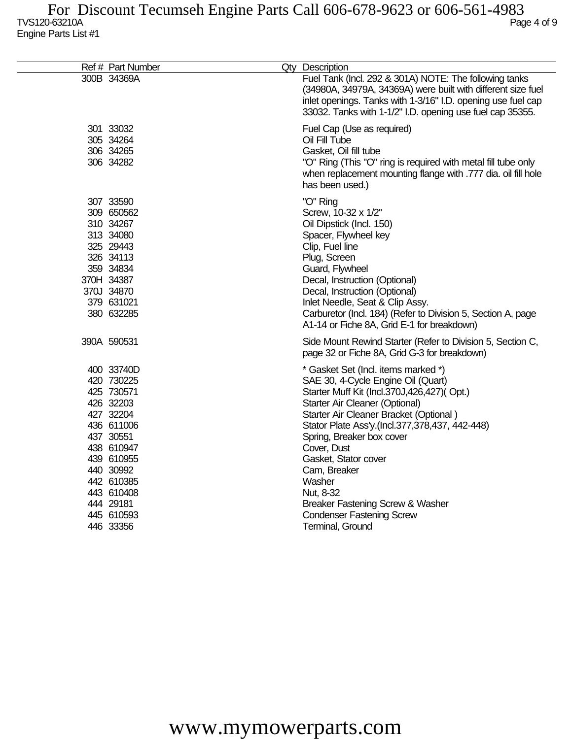| Ref # | Part Number | Qty | Description |
|---|---|---|---|
| 300B | 34369A | | Fuel Tank (Incl. 292 & 301A) NOTE: The following tanks (34980A, 34979A, 34369A) were built with different size fuel inlet openings. Tanks with 1-3/16" I.D. opening use fuel cap 33032. Tanks with 1-1/2" I.D. opening use fuel cap 35355. |
| 301 | 33032 | | Fuel Cap (Use as required) |
| 305 | 34264 | | Oil Fill Tube |
| 306 | 34265 | | Gasket, Oil fill tube |
| 306 | 34282 | | "O" Ring (This "O" ring is required with metal fill tube only when replacement mounting flange with .777 dia. oil fill hole has been used.) |
| 307 | 33590 | | "O" Ring |
| 309 | 650562 | | Screw, 10-32 x 1/2" |
| 310 | 34267 | | Oil Dipstick (Incl. 150) |
| 313 | 34080 | | Spacer, Flywheel key |
| 325 | 29443 | | Clip, Fuel line |
| 326 | 34113 | | Plug, Screen |
| 359 | 34834 | | Guard, Flywheel |
| 370H | 34387 | | Decal, Instruction (Optional) |
| 370J | 34870 | | Decal, Instruction (Optional) |
| 379 | 631021 | | Inlet Needle, Seat & Clip Assy. |
| 380 | 632285 | | Carburetor (Incl. 184) (Refer to Division 5, Section A, page A1-14 or Fiche 8A, Grid E-1 for breakdown) |
| 390A | 590531 | | Side Mount Rewind Starter (Refer to Division 5, Section C, page 32 or Fiche 8A, Grid G-3 for breakdown) |
| 400 | 33740D | | * Gasket Set (Incl. items marked *) |
| 420 | 730225 | | SAE 30, 4-Cycle Engine Oil (Quart) |
| 425 | 730571 | | Starter Muff Kit (Incl.370J,426,427)( Opt.) |
| 426 | 32203 | | Starter Air Cleaner (Optional) |
| 427 | 32204 | | Starter Air Cleaner Bracket (Optional ) |
| 436 | 611006 | | Stator Plate Ass'y.(Incl.377,378,437, 442-448) |
| 437 | 30551 | | Spring, Breaker box cover |
| 438 | 610947 | | Cover, Dust |
| 439 | 610955 | | Gasket, Stator cover |
| 440 | 30992 | | Cam, Breaker |
| 442 | 610385 | | Washer |
| 443 | 610408 | | Nut, 8-32 |
| 444 | 29181 | | Breaker Fastening Screw & Washer |
| 445 | 610593 | | Condenser Fastening Screw |
| 446 | 33356 | | Terminal, Ground |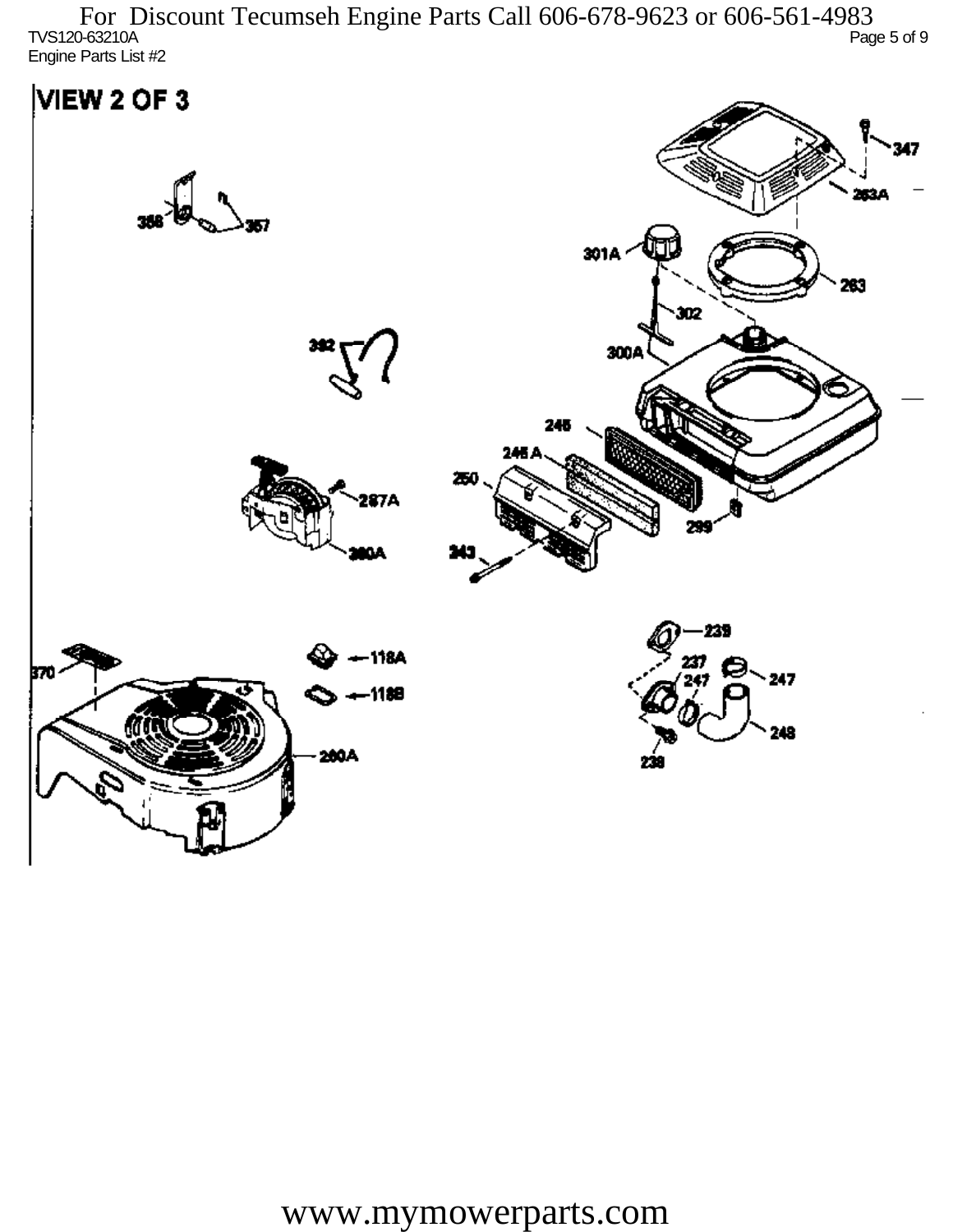# VIEW 2 OF 3

347

263A

358

357

301A

263

302

392

300A

245

245 A

250

287A

299

260A

243

239

118A

237

370

247

247

118B

248

260A

238

www.mymowerparts.com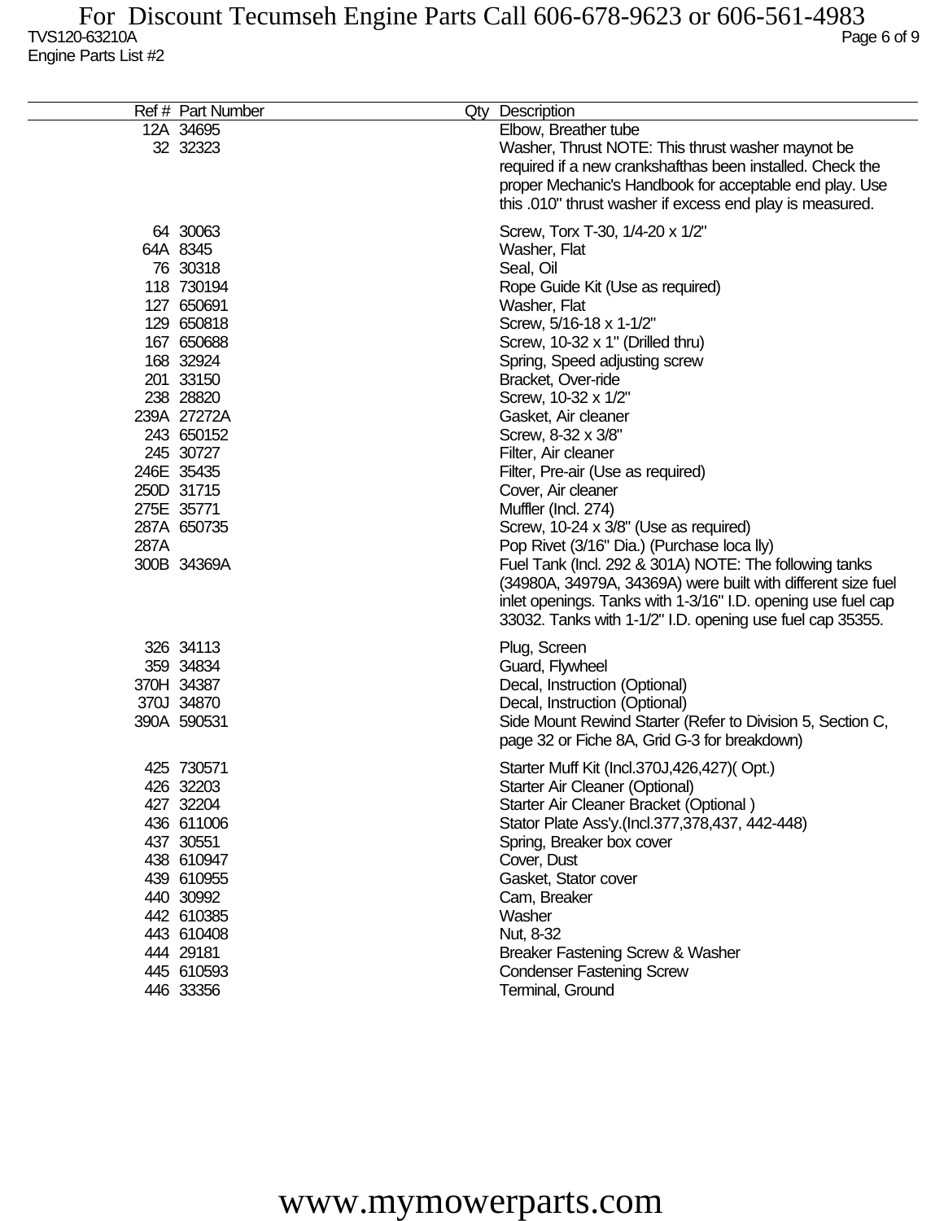| Ref # | Part Number | Qty | Description |
|---|---|---|---|
| 12A | 34695 | | Elbow, Breather tube |
| 32 | 32323 | | Washer, Thrust NOTE: This thrust washer maynot be required if a new crankshafthas been installed. Check the proper Mechanic's Handbook for acceptable end play. Use this .010" thrust washer if excess end play is measured. |
| 64 | 30063 | | Screw, Torx T-30, 1/4-20 x 1/2" |
| 64A | 8345 | | Washer, Flat |
| 76 | 30318 | | Seal, Oil |
| 118 | 730194 | | Rope Guide Kit (Use as required) |
| 127 | 650691 | | Washer, Flat |
| 129 | 650818 | | Screw, 5/16-18 x 1-1/2" |
| 167 | 650688 | | Screw, 10-32 x 1" (Drilled thru) |
| 168 | 32924 | | Spring, Speed adjusting screw |
| 201 | 33150 | | Bracket, Over-ride |
| 238 | 28820 | | Screw, 10-32 x 1/2" |
| 239A | 27272A | | Gasket, Air cleaner |
| 243 | 650152 | | Screw, 8-32 x 3/8" |
| 245 | 30727 | | Filter, Air cleaner |
| 246E | 35435 | | Filter, Pre-air (Use as required) |
| 250D | 31715 | | Cover, Air cleaner |
| 275E | 35771 | | Muffler (Incl. 274) |
| 287A | 650735 | | Screw, 10-24 x 3/8" (Use as required) |
| 287A | | | Pop Rivet (3/16" Dia.) (Purchase loca lly) |
| 300B | 34369A | | Fuel Tank (Incl. 292 & 301A) NOTE: The following tanks (34980A, 34979A, 34369A) were built with different size fuel inlet openings. Tanks with 1-3/16" I.D. opening use fuel cap 33032. Tanks with 1-1/2" I.D. opening use fuel cap 35355. |
| 326 | 34113 | | Plug, Screen |
| 359 | 34834 | | Guard, Flywheel |
| 370H | 34387 | | Decal, Instruction (Optional) |
| 370J | 34870 | | Decal, Instruction (Optional) |
| 390A | 590531 | | Side Mount Rewind Starter (Refer to Division 5, Section C, page 32 or Fiche 8A, Grid G-3 for breakdown) |
| 425 | 730571 | | Starter Muff Kit (Incl.370J,426,427)( Opt.) |
| 426 | 32203 | | Starter Air Cleaner (Optional) |
| 427 | 32204 | | Starter Air Cleaner Bracket (Optional ) |
| 436 | 611006 | | Stator Plate Ass'y.(Incl.377,378,437, 442-448) |
| 437 | 30551 | | Spring, Breaker box cover |
| 438 | 610947 | | Cover, Dust |
| 439 | 610955 | | Gasket, Stator cover |
| 440 | 30992 | | Cam, Breaker |
| 442 | 610385 | | Washer |
| 443 | 610408 | | Nut, 8-32 |
| 444 | 29181 | | Breaker Fastening Screw & Washer |
| 445 | 610593 | | Condenser Fastening Screw |
| 446 | 33356 | | Terminal, Ground |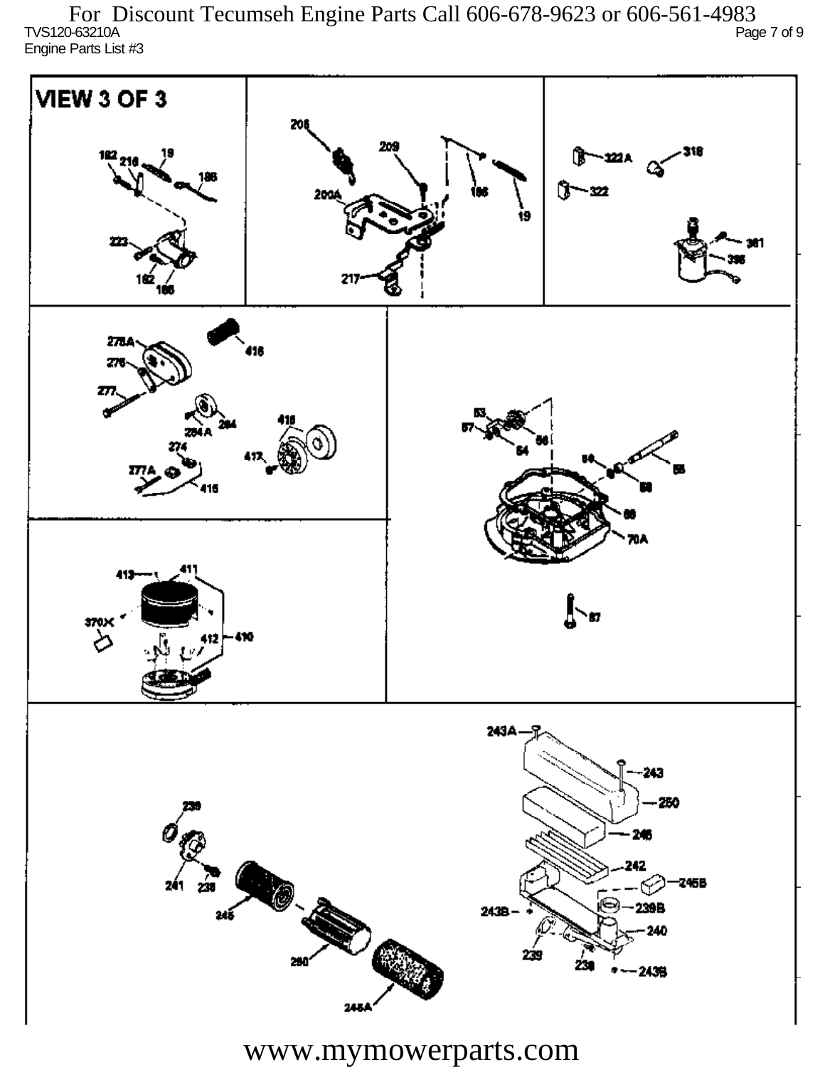For Discount Tecumseh Engine Parts Call 606-678-9623 or 606-561-4983

TVS120-63210A

Engine Parts List #3

# VIEW 3 OF 3

182 218 19 186 223 182 186

208 209 200A 186 19 217

322A 318 322 361 395

278A 416 276 277 284A 284 274 418 417 277A 415

53 57 54 56 59 55 58 66 70A 67

413 411 370X 412 410

243A 243 250 246 242 245B 243B 239B 240 239 238 243B

239 241 238 245 260 245A

www.mymowerparts.com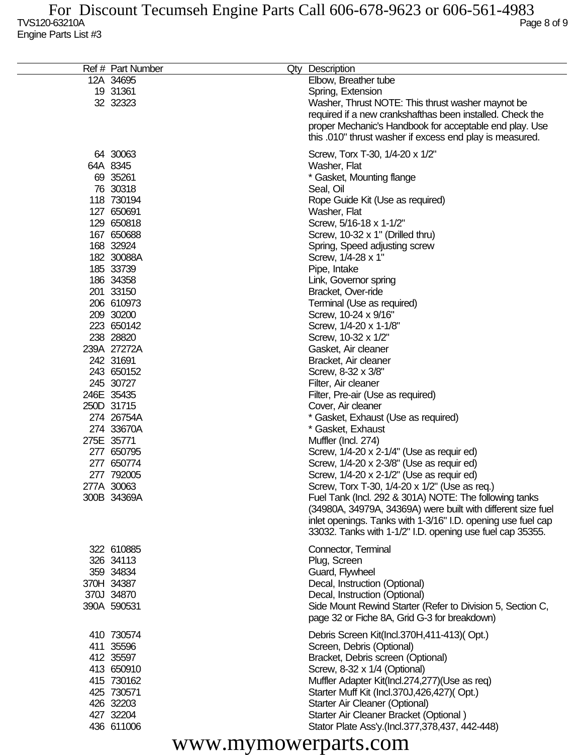| Ref # | Part Number | Qty | Description |
|---|---|---|---|
| 12A | 34695 | | Elbow, Breather tube |
| 19 | 31361 | | Spring, Extension |
| 32 | 32323 | | Washer, Thrust NOTE: This thrust washer maynot be required if a new crankshafthas been installed. Check the proper Mechanic's Handbook for acceptable end play. Use this .010" thrust washer if excess end play is measured. |
| 64 | 30063 | | Screw, Torx T-30, 1/4-20 x 1/2" |
| 64A | 8345 | | Washer, Flat |
| 69 | 35261 | | * Gasket, Mounting flange |
| 76 | 30318 | | Seal, Oil |
| 118 | 730194 | | Rope Guide Kit (Use as required) |
| 127 | 650691 | | Washer, Flat |
| 129 | 650818 | | Screw, 5/16-18 x 1-1/2" |
| 167 | 650688 | | Screw, 10-32 x 1" (Drilled thru) |
| 168 | 32924 | | Spring, Speed adjusting screw |
| 182 | 30088A | | Screw, 1/4-28 x 1" |
| 185 | 33739 | | Pipe, Intake |
| 186 | 34358 | | Link, Governor spring |
| 201 | 33150 | | Bracket, Over-ride |
| 206 | 610973 | | Terminal (Use as required) |
| 209 | 30200 | | Screw, 10-24 x 9/16" |
| 223 | 650142 | | Screw, 1/4-20 x 1-1/8" |
| 238 | 28820 | | Screw, 10-32 x 1/2" |
| 239A | 27272A | | Gasket, Air cleaner |
| 242 | 31691 | | Bracket, Air cleaner |
| 243 | 650152 | | Screw, 8-32 x 3/8" |
| 245 | 30727 | | Filter, Air cleaner |
| 246E | 35435 | | Filter, Pre-air (Use as required) |
| 250D | 31715 | | Cover, Air cleaner |
| 274 | 26754A | | * Gasket, Exhaust (Use as required) |
| 274 | 33670A | | * Gasket, Exhaust |
| 275E | 35771 | | Muffler (Incl. 274) |
| 277 | 650795 | | Screw, 1/4-20 x 2-1/4" (Use as requir ed) |
| 277 | 650774 | | Screw, 1/4-20 x 2-3/8" (Use as requir ed) |
| 277 | 792005 | | Screw, 1/4-20 x 2-1/2" (Use as requir ed) |
| 277A | 30063 | | Screw, Torx T-30, 1/4-20 x 1/2" (Use as req.) |
| 300B | 34369A | | Fuel Tank (Incl. 292 & 301A) NOTE: The following tanks (34980A, 34979A, 34369A) were built with different size fuel inlet openings. Tanks with 1-3/16" I.D. opening use fuel cap 33032. Tanks with 1-1/2" I.D. opening use fuel cap 35355. |
| 322 | 610885 | | Connector, Terminal |
| 326 | 34113 | | Plug, Screen |
| 359 | 34834 | | Guard, Flywheel |
| 370H | 34387 | | Decal, Instruction (Optional) |
| 370J | 34870 | | Decal, Instruction (Optional) |
| 390A | 590531 | | Side Mount Rewind Starter (Refer to Division 5, Section C, page 32 or Fiche 8A, Grid G-3 for breakdown) |
| 410 | 730574 | | Debris Screen Kit(Incl.370H,411-413)( Opt.) |
| 411 | 35596 | | Screen, Debris (Optional) |
| 412 | 35597 | | Bracket, Debris screen (Optional) |
| 413 | 650910 | | Screw, 8-32 x 1/4 (Optional) |
| 415 | 730162 | | Muffler Adapter Kit(Incl.274,277)(Use as req) |
| 425 | 730571 | | Starter Muff Kit (Incl.370J,426,427)( Opt.) |
| 426 | 32203 | | Starter Air Cleaner (Optional) |
| 427 | 32204 | | Starter Air Cleaner Bracket (Optional ) |
| 436 | 611006 | | Stator Plate Ass'y.(Incl.377,378,437, 442-448) |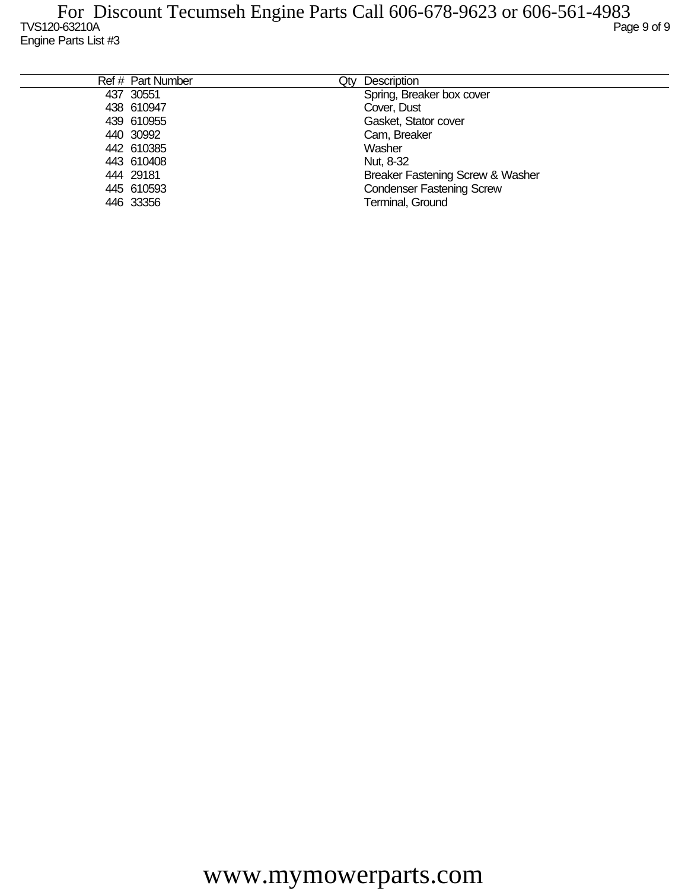| Ref # | Part Number | Qty | Description |
|---|---|---|---|
| 437 | 30551 | | Spring, Breaker box cover |
| 438 | 610947 | | Cover, Dust |
| 439 | 610955 | | Gasket, Stator cover |
| 440 | 30992 | | Cam, Breaker |
| 442 | 610385 | | Washer |
| 443 | 610408 | | Nut, 8-32 |
| 444 | 29181 | | Breaker Fastening Screw & Washer |
| 445 | 610593 | | Condenser Fastening Screw |
| 446 | 33356 | | Terminal, Ground |